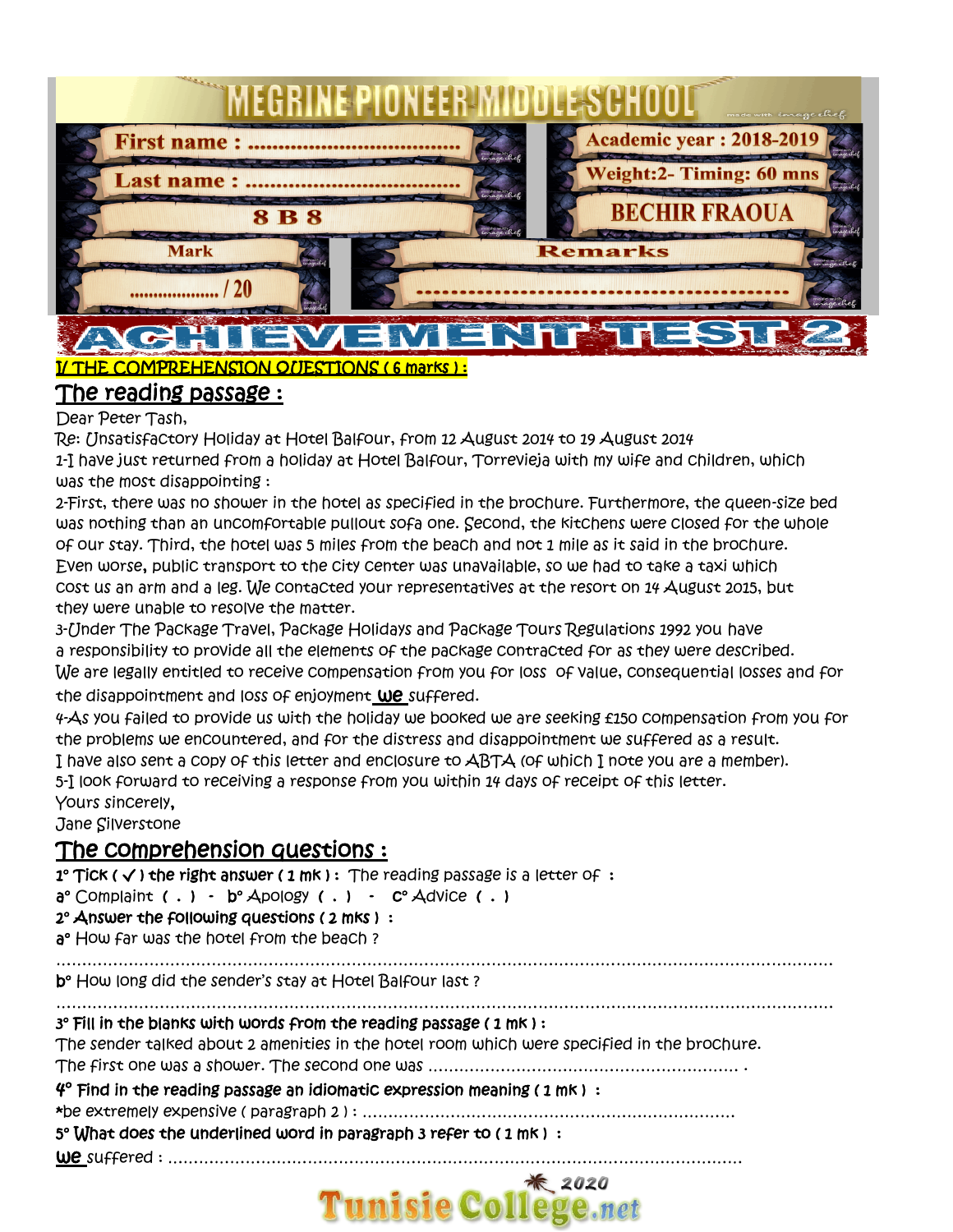# MEGRINE PIONEER MIDDLE SCHOOL

| | |
|---|---|
| First name : .................................... | Academic year : 2018-2019 |
| Last name : .................................... | Weight:2- Timing: 60 mns |
| 8 B 8 | BECHIR FRAOUA |
| Mark | Remarks |
| .................. / 20 | ................................................ |

# ACHIEVEMENT TEST 2

## I/ THE COMPREHENSION QUESTIONS ( 6 marks ) :

### The reading passage :

Dear Peter Tash,

Re: Unsatisfactory Holiday at Hotel Balfour, from 12 August 2014 to 19 August 2014

1-I have just returned from a holiday at Hotel Balfour, Torrevieja with my wife and children, which was the most disappointing :

2-First, there was no shower in the hotel as specified in the brochure. Furthermore, the queen-size bed was nothing than an uncomfortable pullout sofa one. Second, the kitchens were closed for the whole of our stay. Third, the hotel was 5 miles from the beach and not 1 mile as it said in the brochure. Even worse, public transport to the city center was unavailable, so we had to take a taxi which cost us an arm and a leg. We contacted your representatives at the resort on 14 August 2015, but they were unable to resolve the matter.

3-Under The Package Travel, Package Holidays and Package Tours Regulations 1992 you have a responsibility to provide all the elements of the package contracted for as they were described. We are legally entitled to receive compensation from you for loss of value, consequential losses and for the disappointment and loss of enjoyment <u>we</u> suffered.

4-As you failed to provide us with the holiday we booked we are seeking £150 compensation from you for the problems we encountered, and for the distress and disappointment we suffered as a result.

I have also sent a copy of this letter and enclosure to ABTA (of which I note you are a member).

5-I look forward to receiving a response from you within 14 days of receipt of this letter.

Yours sincerely,

Jane Silverstone

### The comprehension questions :

**1° Tick ( ✓ ) the right answer ( 1 mk ) :** The reading passage is a letter of :

a° Complaint ( . ) - b° Apology ( . ) - c° Advice ( . )

**2° Answer the following questions ( 2 mks ) :**

a° How far was the hotel from the beach ?

..........................................................................................................................................

b° How long did the sender's stay at Hotel Balfour last ?

..........................................................................................................................................

**3° Fill in the blanks with words from the reading passage ( 1 mk ) :**

The sender talked about 2 amenities in the hotel room which were specified in the brochure. The first one was a shower. The second one was ............................................................ .

**4° Find in the reading passage an idiomatic expression meaning ( 1 mk ) :**

*be extremely expensive ( paragraph 2 ) : .......................................................................

**5° What does the underlined word in paragraph 3 refer to ( 1 mk ) :**

<u>We</u> suffered : ..............................................................................................................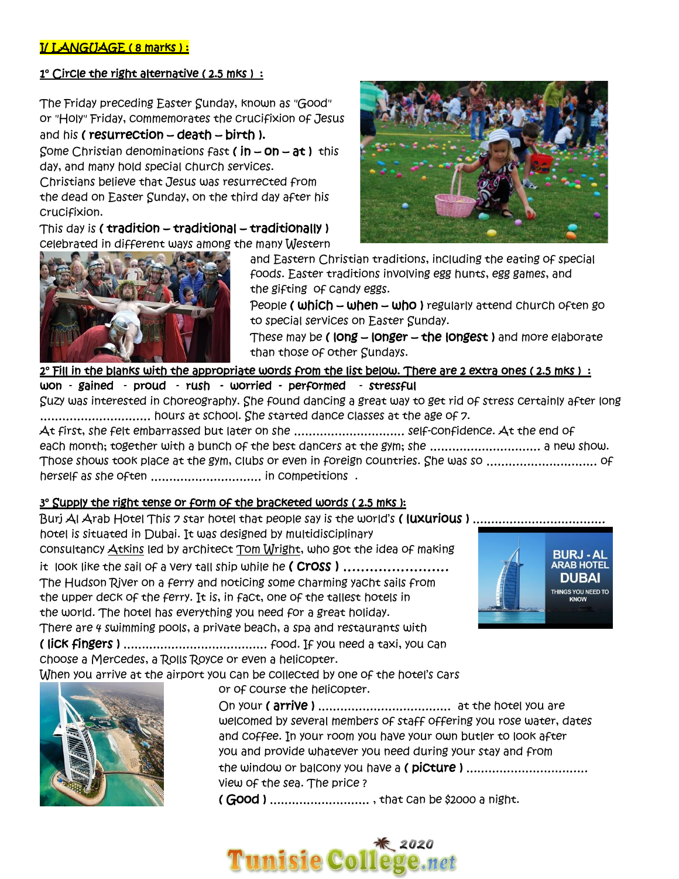## I/ LANGUAGE ( 8 marks ) :

### 1° Circle the right alternative ( 2.5 mks ) :

The Friday preceding Easter Sunday, known as "Good" or "Holy" Friday, commemorates the crucifixion of Jesus and his **( resurrection – death – birth )**.
Some Christian denominations fast **( in – on – at )** this day, and many hold special church services.
Christians believe that Jesus was resurrected from the dead on Easter Sunday, on the third day after his crucifixion.
This day is **( tradition – traditional – traditionally )** celebrated in different ways among the many Western and Eastern Christian traditions, including the eating of special foods. Easter traditions involving egg hunts, egg games, and the gifting of candy eggs.
People **( which – when – who )** regularly attend church often go to special services on Easter Sunday.
These may be **( long – longer – the longest )** and more elaborate than those of other Sundays.

### 2° Fill in the blanks with the appropriate words from the list below. There are 2 extra ones ( 2.5 mks ) :

**won - gained - proud - rush - worried - performed - stressful**

Suzy was interested in choreography. She found dancing a great way to get rid of stress certainly after long .............................. hours at school. She started dance classes at the age of 7.
At first, she felt embarrassed but later on she .............................. self-confidence. At the end of each month; together with a bunch of the best dancers at the gym; she .............................. a new show.
Those shows took place at the gym, clubs or even in foreign countries. She was so .............................. of herself as she often .............................. in competitions .

### 3° Supply the right tense or form of the bracketed words ( 2.5 mks ):

Burj Al Arab Hotel This 7 star hotel that people say is the world's **( luxurious )** .................................. hotel is situated in Dubai. It was designed by multidisciplinary consultancy Atkins led by architect Tom Wright, who got the idea of making it look like the sail of a very tall ship while he **( cross )** ........................ The Hudson River on a ferry and noticing some charming yacht sails from the upper deck of the ferry. It is, in fact, one of the tallest hotels in the world. The hotel has everything you need for a great holiday.
There are 4 swimming pools, a private beach, a spa and restaurants with **( lick fingers )** ...................................... food. If you need a taxi, you can choose a Mercedes, a Rolls Royce or even a helicopter.
When you arrive at the airport you can be collected by one of the hotel's cars or of course the helicopter.
On your **( arrive )** .................................. at the hotel you are welcomed by several members of staff offering you rose water, dates and coffee. In your room you have your own butler to look after you and provide whatever you need during your stay and from the window or balcony you have a **( picture )** ................................ view of the sea. The price ?
**( Good )** .......................... , that can be $2000 a night.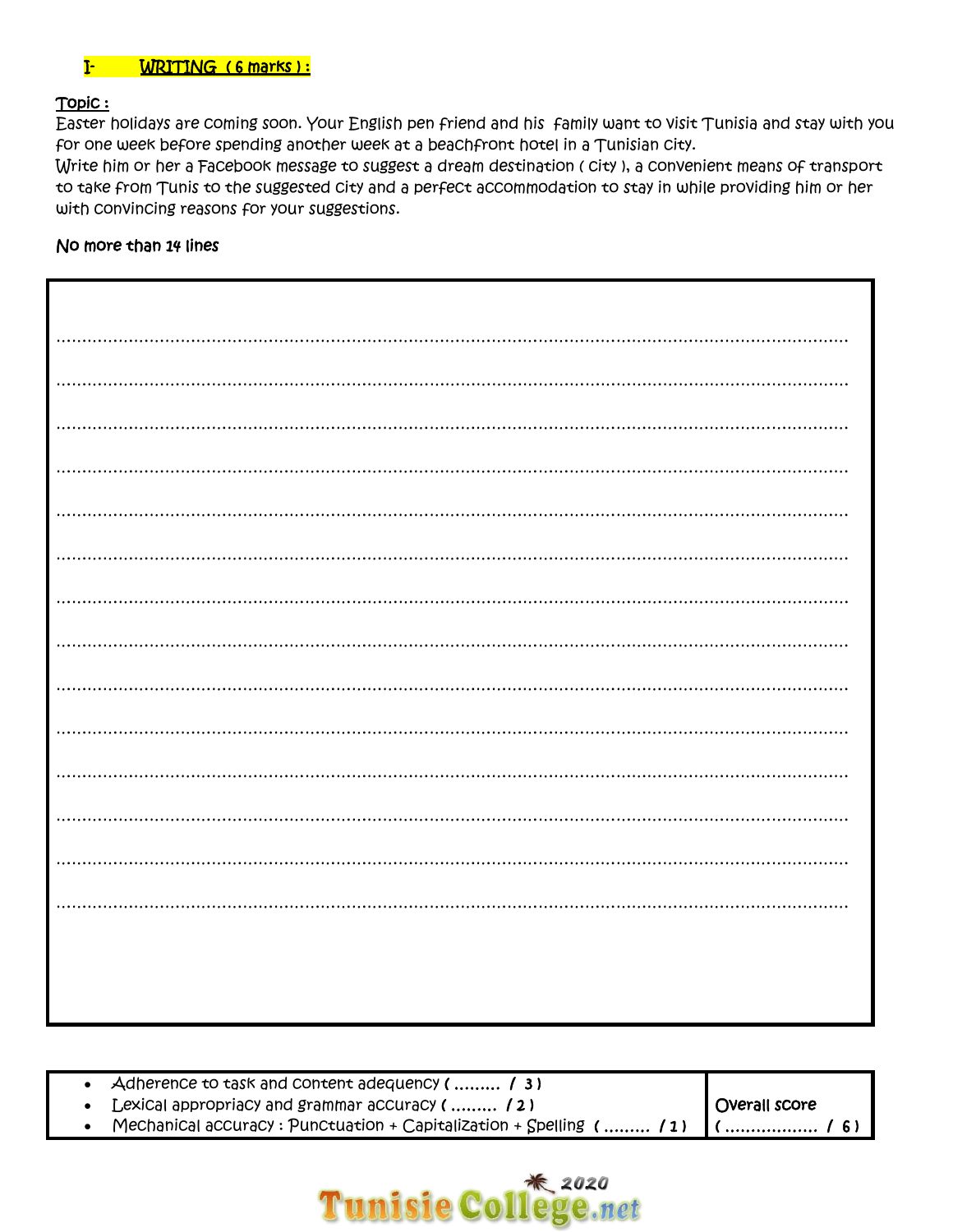## I- WRITING ( 6 marks ) :

**Topic :**

Easter holidays are coming soon. Your English pen friend and his family want to visit Tunisia and stay with you for one week before spending another week at a beachfront hotel in a Tunisian city.

Write him or her a Facebook message to suggest a dream destination ( city ), a convenient means of transport to take from Tunis to the suggested city and a perfect accommodation to stay in while providing him or her with convincing reasons for your suggestions.

No more than 14 lines

........................................................................................................................................

........................................................................................................................................

........................................................................................................................................

........................................................................................................................................

........................................................................................................................................

........................................................................................................................................

........................................................................................................................................

........................................................................................................................................

........................................................................................................................................

........................................................................................................................................

........................................................................................................................................

........................................................................................................................................

........................................................................................................................................

........................................................................................................................................

| | |
|---|---|
| • Adherence to task and content adequency ( ......... / 3 )<br>• Lexical appropriacy and grammar accuracy ( ......... / 2 )<br>• Mechanical accuracy : Punctuation + Capitalization + Spelling ( ......... / 1 ) | Overall score<br>( .................. / 6 ) |